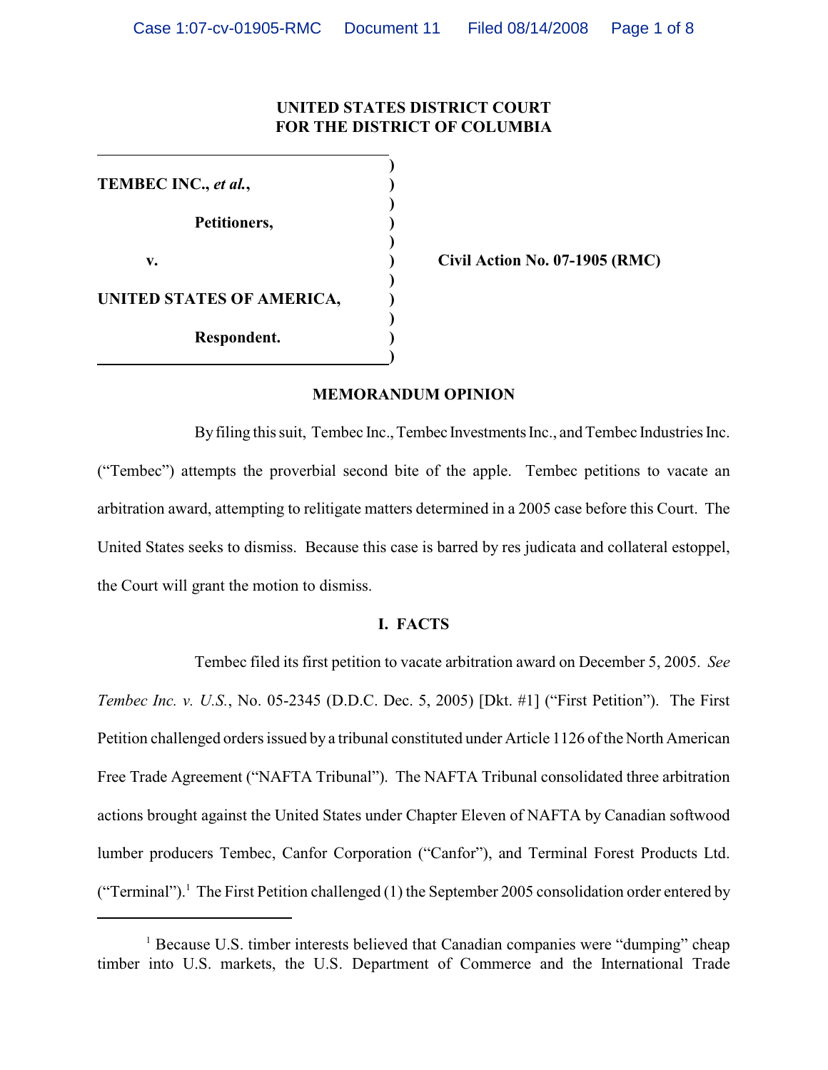UNITED STATES DISTRICT COURT
FOR THE DISTRICT OF COLUMBIA

**TEMBEC INC., *et al.*,**

**Petitioners,**

**v.**

**UNITED STATES OF AMERICA,**

**Respondent.**

**Civil Action No. 07-1905 (RMC)**

## MEMORANDUM OPINION

By filing this suit, Tembec Inc., Tembec Investments Inc., and Tembec Industries Inc. ("Tembec") attempts the proverbial second bite of the apple. Tembec petitions to vacate an arbitration award, attempting to relitigate matters determined in a 2005 case before this Court. The United States seeks to dismiss. Because this case is barred by res judicata and collateral estoppel, the Court will grant the motion to dismiss.

## I. FACTS

Tembec filed its first petition to vacate arbitration award on December 5, 2005. *See Tembec Inc. v. U.S.*, No. 05-2345 (D.D.C. Dec. 5, 2005) [Dkt. #1] ("First Petition"). The First Petition challenged orders issued by a tribunal constituted under Article 1126 of the North American Free Trade Agreement ("NAFTA Tribunal"). The NAFTA Tribunal consolidated three arbitration actions brought against the United States under Chapter Eleven of NAFTA by Canadian softwood lumber producers Tembec, Canfor Corporation ("Canfor"), and Terminal Forest Products Ltd. ("Terminal").[1] The First Petition challenged (1) the September 2005 consolidation order entered by

[1] Because U.S. timber interests believed that Canadian companies were "dumping" cheap timber into U.S. markets, the U.S. Department of Commerce and the International Trade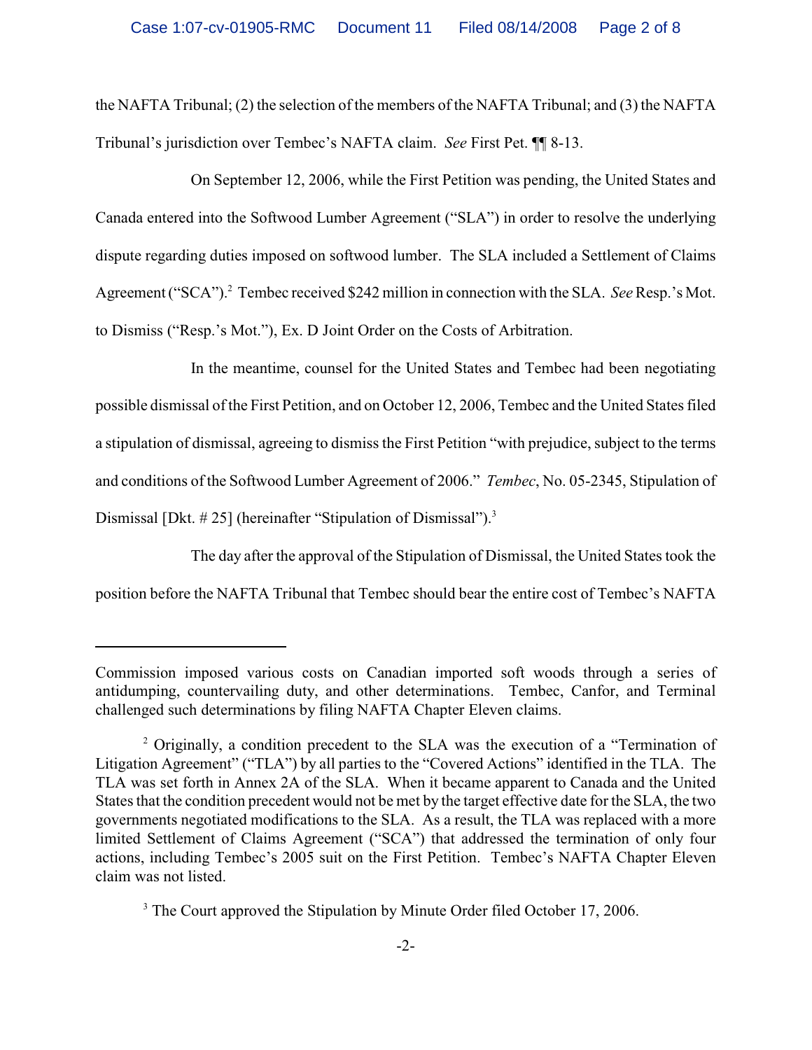the NAFTA Tribunal; (2) the selection of the members of the NAFTA Tribunal; and (3) the NAFTA Tribunal's jurisdiction over Tembec's NAFTA claim. *See* First Pet. ¶¶ 8-13.

On September 12, 2006, while the First Petition was pending, the United States and Canada entered into the Softwood Lumber Agreement ("SLA") in order to resolve the underlying dispute regarding duties imposed on softwood lumber. The SLA included a Settlement of Claims Agreement ("SCA").[2] Tembec received $242 million in connection with the SLA. *See* Resp.'s Mot. to Dismiss ("Resp.'s Mot."), Ex. D Joint Order on the Costs of Arbitration.

In the meantime, counsel for the United States and Tembec had been negotiating possible dismissal of the First Petition, and on October 12, 2006, Tembec and the United States filed a stipulation of dismissal, agreeing to dismiss the First Petition "with prejudice, subject to the terms and conditions of the Softwood Lumber Agreement of 2006." *Tembec*, No. 05-2345, Stipulation of Dismissal [Dkt. # 25] (hereinafter "Stipulation of Dismissal").[3]

The day after the approval of the Stipulation of Dismissal, the United States took the position before the NAFTA Tribunal that Tembec should bear the entire cost of Tembec's NAFTA

---

Commission imposed various costs on Canadian imported soft woods through a series of antidumping, countervailing duty, and other determinations. Tembec, Canfor, and Terminal challenged such determinations by filing NAFTA Chapter Eleven claims.

[2] Originally, a condition precedent to the SLA was the execution of a "Termination of Litigation Agreement" ("TLA") by all parties to the "Covered Actions" identified in the TLA. The TLA was set forth in Annex 2A of the SLA. When it became apparent to Canada and the United States that the condition precedent would not be met by the target effective date for the SLA, the two governments negotiated modifications to the SLA. As a result, the TLA was replaced with a more limited Settlement of Claims Agreement ("SCA") that addressed the termination of only four actions, including Tembec's 2005 suit on the First Petition. Tembec's NAFTA Chapter Eleven claim was not listed.

[3] The Court approved the Stipulation by Minute Order filed October 17, 2006.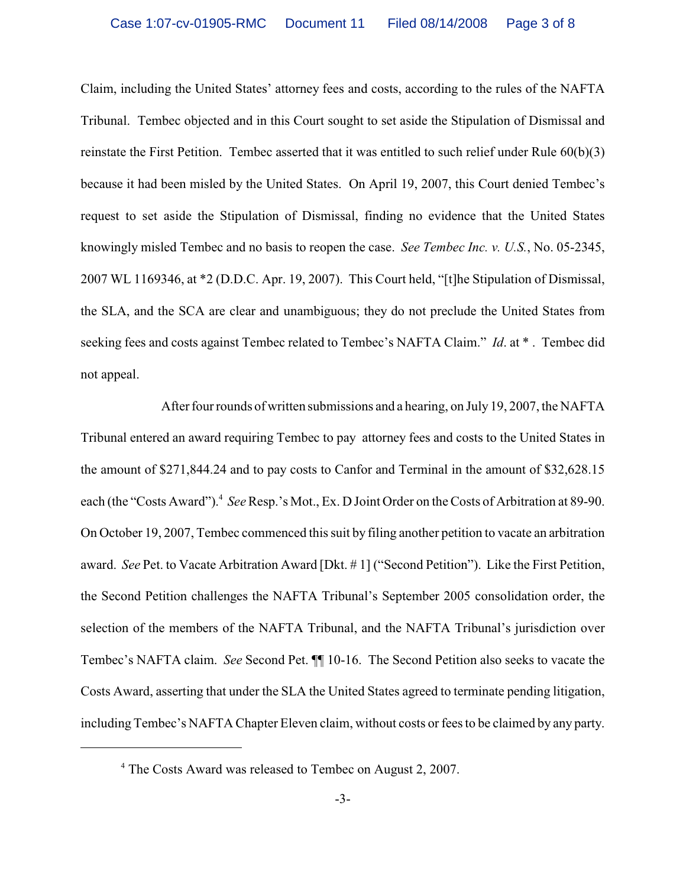Claim, including the United States' attorney fees and costs, according to the rules of the NAFTA Tribunal. Tembec objected and in this Court sought to set aside the Stipulation of Dismissal and reinstate the First Petition. Tembec asserted that it was entitled to such relief under Rule 60(b)(3) because it had been misled by the United States. On April 19, 2007, this Court denied Tembec's request to set aside the Stipulation of Dismissal, finding no evidence that the United States knowingly misled Tembec and no basis to reopen the case. *See Tembec Inc. v. U.S.*, No. 05-2345, 2007 WL 1169346, at *2 (D.D.C. Apr. 19, 2007). This Court held, "[t]he Stipulation of Dismissal, the SLA, and the SCA are clear and unambiguous; they do not preclude the United States from seeking fees and costs against Tembec related to Tembec's NAFTA Claim." *Id*. at * . Tembec did not appeal.

After four rounds of written submissions and a hearing, on July 19, 2007, the NAFTA Tribunal entered an award requiring Tembec to pay attorney fees and costs to the United States in the amount of $271,844.24 and to pay costs to Canfor and Terminal in the amount of $32,628.15 each (the "Costs Award").[4] *See* Resp.'s Mot., Ex. D Joint Order on the Costs of Arbitration at 89-90. On October 19, 2007, Tembec commenced this suit by filing another petition to vacate an arbitration award. *See* Pet. to Vacate Arbitration Award [Dkt. # 1] ("Second Petition"). Like the First Petition, the Second Petition challenges the NAFTA Tribunal's September 2005 consolidation order, the selection of the members of the NAFTA Tribunal, and the NAFTA Tribunal's jurisdiction over Tembec's NAFTA claim. *See* Second Pet. ¶¶ 10-16. The Second Petition also seeks to vacate the Costs Award, asserting that under the SLA the United States agreed to terminate pending litigation, including Tembec's NAFTA Chapter Eleven claim, without costs or fees to be claimed by any party.

---

[4] The Costs Award was released to Tembec on August 2, 2007.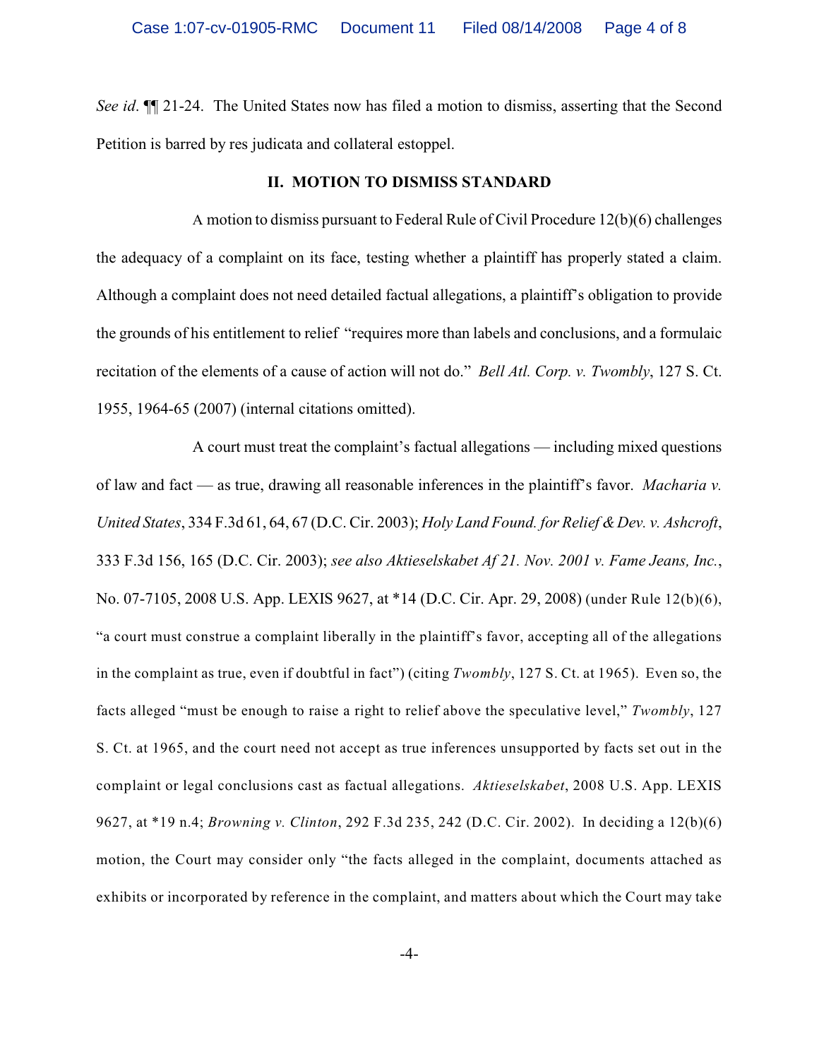*See id*. ¶¶ 21-24. The United States now has filed a motion to dismiss, asserting that the Second Petition is barred by res judicata and collateral estoppel.

## II. MOTION TO DISMISS STANDARD

A motion to dismiss pursuant to Federal Rule of Civil Procedure 12(b)(6) challenges the adequacy of a complaint on its face, testing whether a plaintiff has properly stated a claim. Although a complaint does not need detailed factual allegations, a plaintiff's obligation to provide the grounds of his entitlement to relief "requires more than labels and conclusions, and a formulaic recitation of the elements of a cause of action will not do." *Bell Atl. Corp. v. Twombly*, 127 S. Ct. 1955, 1964-65 (2007) (internal citations omitted).

A court must treat the complaint's factual allegations — including mixed questions of law and fact — as true, drawing all reasonable inferences in the plaintiff's favor. *Macharia v. United States*, 334 F.3d 61, 64, 67 (D.C. Cir. 2003); *Holy Land Found. for Relief & Dev. v. Ashcroft*, 333 F.3d 156, 165 (D.C. Cir. 2003); *see also Aktieselskabet Af 21. Nov. 2001 v. Fame Jeans, Inc.*, No. 07-7105, 2008 U.S. App. LEXIS 9627, at *14 (D.C. Cir. Apr. 29, 2008) (under Rule 12(b)(6), "a court must construe a complaint liberally in the plaintiff's favor, accepting all of the allegations in the complaint as true, even if doubtful in fact") (citing *Twombly*, 127 S. Ct. at 1965). Even so, the facts alleged "must be enough to raise a right to relief above the speculative level," *Twombly*, 127 S. Ct. at 1965, and the court need not accept as true inferences unsupported by facts set out in the complaint or legal conclusions cast as factual allegations. *Aktieselskabet*, 2008 U.S. App. LEXIS 9627, at *19 n.4; *Browning v. Clinton*, 292 F.3d 235, 242 (D.C. Cir. 2002). In deciding a 12(b)(6) motion, the Court may consider only "the facts alleged in the complaint, documents attached as exhibits or incorporated by reference in the complaint, and matters about which the Court may take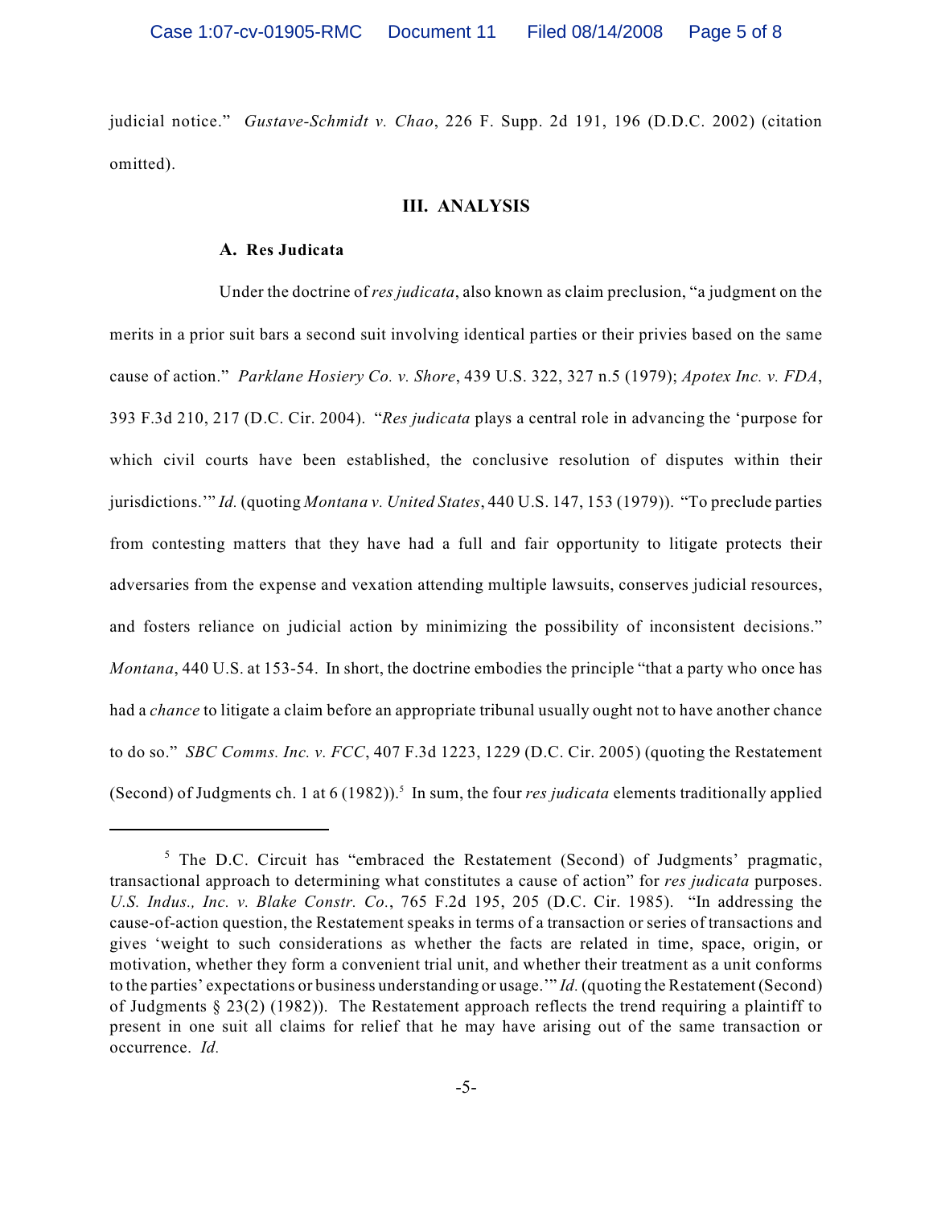judicial notice." *Gustave-Schmidt v. Chao*, 226 F. Supp. 2d 191, 196 (D.D.C. 2002) (citation omitted).

## III. ANALYSIS

### A. Res Judicata

Under the doctrine of *res judicata*, also known as claim preclusion, "a judgment on the merits in a prior suit bars a second suit involving identical parties or their privies based on the same cause of action." *Parklane Hosiery Co. v. Shore*, 439 U.S. 322, 327 n.5 (1979); *Apotex Inc. v. FDA*, 393 F.3d 210, 217 (D.C. Cir. 2004). "*Res judicata* plays a central role in advancing the 'purpose for which civil courts have been established, the conclusive resolution of disputes within their jurisdictions.'" *Id.* (quoting *Montana v. United States*, 440 U.S. 147, 153 (1979)). "To preclude parties from contesting matters that they have had a full and fair opportunity to litigate protects their adversaries from the expense and vexation attending multiple lawsuits, conserves judicial resources, and fosters reliance on judicial action by minimizing the possibility of inconsistent decisions." *Montana*, 440 U.S. at 153-54. In short, the doctrine embodies the principle "that a party who once has had a *chance* to litigate a claim before an appropriate tribunal usually ought not to have another chance to do so." *SBC Comms. Inc. v. FCC*, 407 F.3d 1223, 1229 (D.C. Cir. 2005) (quoting the Restatement (Second) of Judgments ch. 1 at 6 (1982)).[5] In sum, the four *res judicata* elements traditionally applied

---

[5] The D.C. Circuit has "embraced the Restatement (Second) of Judgments' pragmatic, transactional approach to determining what constitutes a cause of action" for *res judicata* purposes. *U.S. Indus., Inc. v. Blake Constr. Co.*, 765 F.2d 195, 205 (D.C. Cir. 1985). "In addressing the cause-of-action question, the Restatement speaks in terms of a transaction or series of transactions and gives 'weight to such considerations as whether the facts are related in time, space, origin, or motivation, whether they form a convenient trial unit, and whether their treatment as a unit conforms to the parties' expectations or business understanding or usage.'" *Id.* (quoting the Restatement (Second) of Judgments § 23(2) (1982)). The Restatement approach reflects the trend requiring a plaintiff to present in one suit all claims for relief that he may have arising out of the same transaction or occurrence. *Id.*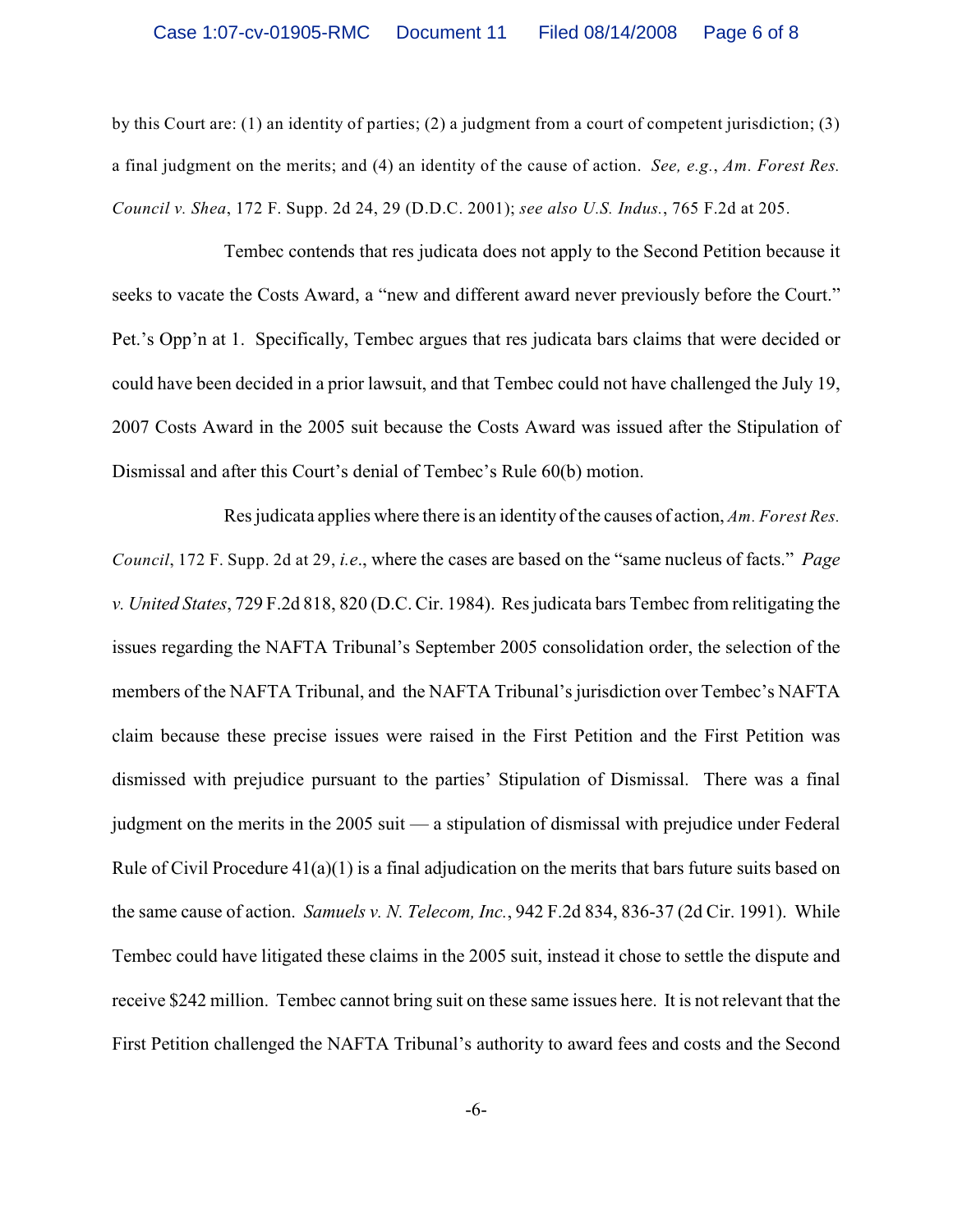by this Court are: (1) an identity of parties; (2) a judgment from a court of competent jurisdiction; (3) a final judgment on the merits; and (4) an identity of the cause of action. *See, e.g.*, *Am. Forest Res. Council v. Shea*, 172 F. Supp. 2d 24, 29 (D.D.C. 2001); *see also U.S. Indus.*, 765 F.2d at 205.

Tembec contends that res judicata does not apply to the Second Petition because it seeks to vacate the Costs Award, a "new and different award never previously before the Court." Pet.'s Opp'n at 1. Specifically, Tembec argues that res judicata bars claims that were decided or could have been decided in a prior lawsuit, and that Tembec could not have challenged the July 19, 2007 Costs Award in the 2005 suit because the Costs Award was issued after the Stipulation of Dismissal and after this Court's denial of Tembec's Rule 60(b) motion.

Res judicata applies where there is an identity of the causes of action, *Am. Forest Res. Council*, 172 F. Supp. 2d at 29, *i.e.*, where the cases are based on the "same nucleus of facts." *Page v. United States*, 729 F.2d 818, 820 (D.C. Cir. 1984). Res judicata bars Tembec from relitigating the issues regarding the NAFTA Tribunal's September 2005 consolidation order, the selection of the members of the NAFTA Tribunal, and the NAFTA Tribunal's jurisdiction over Tembec's NAFTA claim because these precise issues were raised in the First Petition and the First Petition was dismissed with prejudice pursuant to the parties' Stipulation of Dismissal. There was a final judgment on the merits in the 2005 suit — a stipulation of dismissal with prejudice under Federal Rule of Civil Procedure 41(a)(1) is a final adjudication on the merits that bars future suits based on the same cause of action. *Samuels v. N. Telecom, Inc.*, 942 F.2d 834, 836-37 (2d Cir. 1991). While Tembec could have litigated these claims in the 2005 suit, instead it chose to settle the dispute and receive $242 million. Tembec cannot bring suit on these same issues here. It is not relevant that the First Petition challenged the NAFTA Tribunal's authority to award fees and costs and the Second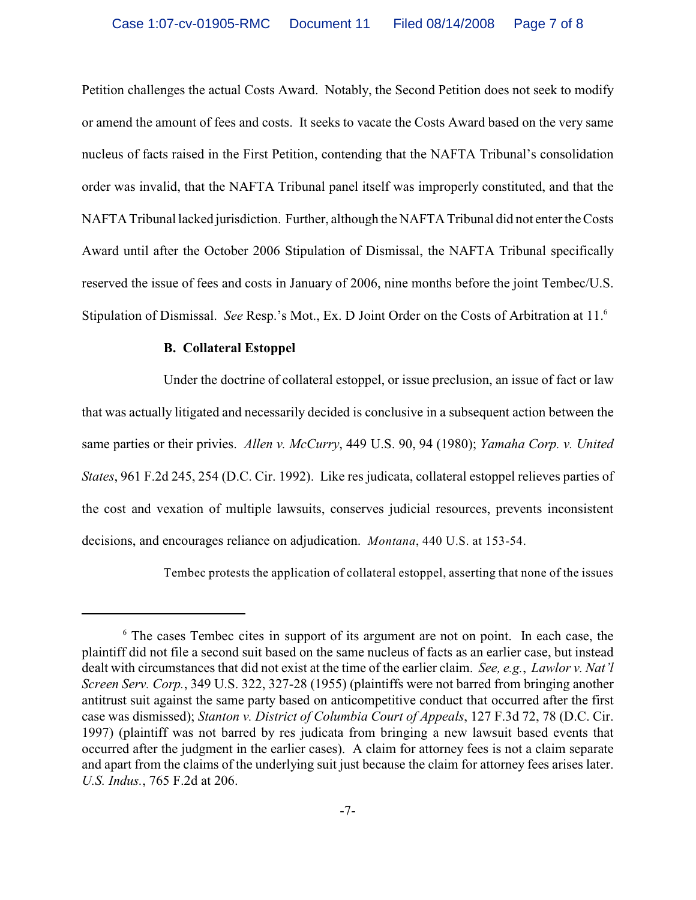Petition challenges the actual Costs Award. Notably, the Second Petition does not seek to modify or amend the amount of fees and costs. It seeks to vacate the Costs Award based on the very same nucleus of facts raised in the First Petition, contending that the NAFTA Tribunal's consolidation order was invalid, that the NAFTA Tribunal panel itself was improperly constituted, and that the NAFTA Tribunal lacked jurisdiction. Further, although the NAFTA Tribunal did not enter the Costs Award until after the October 2006 Stipulation of Dismissal, the NAFTA Tribunal specifically reserved the issue of fees and costs in January of 2006, nine months before the joint Tembec/U.S. Stipulation of Dismissal. *See* Resp.'s Mot., Ex. D Joint Order on the Costs of Arbitration at 11.[6]

**B. Collateral Estoppel**

Under the doctrine of collateral estoppel, or issue preclusion, an issue of fact or law that was actually litigated and necessarily decided is conclusive in a subsequent action between the same parties or their privies. *Allen v. McCurry*, 449 U.S. 90, 94 (1980); *Yamaha Corp. v. United States*, 961 F.2d 245, 254 (D.C. Cir. 1992). Like res judicata, collateral estoppel relieves parties of the cost and vexation of multiple lawsuits, conserves judicial resources, prevents inconsistent decisions, and encourages reliance on adjudication. *Montana*, 440 U.S. at 153-54.

Tembec protests the application of collateral estoppel, asserting that none of the issues

[6] The cases Tembec cites in support of its argument are not on point. In each case, the plaintiff did not file a second suit based on the same nucleus of facts as an earlier case, but instead dealt with circumstances that did not exist at the time of the earlier claim. *See, e.g.*, *Lawlor v. Nat'l Screen Serv. Corp.*, 349 U.S. 322, 327-28 (1955) (plaintiffs were not barred from bringing another antitrust suit against the same party based on anticompetitive conduct that occurred after the first case was dismissed); *Stanton v. District of Columbia Court of Appeals*, 127 F.3d 72, 78 (D.C. Cir. 1997) (plaintiff was not barred by res judicata from bringing a new lawsuit based events that occurred after the judgment in the earlier cases). A claim for attorney fees is not a claim separate and apart from the claims of the underlying suit just because the claim for attorney fees arises later. *U.S. Indus.*, 765 F.2d at 206.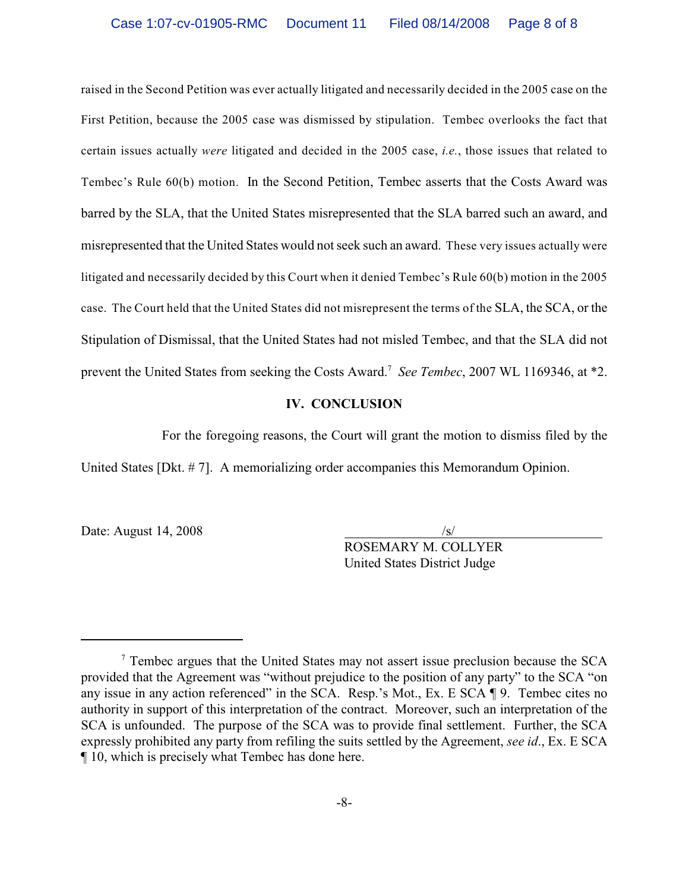raised in the Second Petition was ever actually litigated and necessarily decided in the 2005 case on the First Petition, because the 2005 case was dismissed by stipulation. Tembec overlooks the fact that certain issues actually *were* litigated and decided in the 2005 case, *i.e.*, those issues that related to Tembec's Rule 60(b) motion. In the Second Petition, Tembec asserts that the Costs Award was barred by the SLA, that the United States misrepresented that the SLA barred such an award, and misrepresented that the United States would not seek such an award. These very issues actually were litigated and necessarily decided by this Court when it denied Tembec's Rule 60(b) motion in the 2005 case. The Court held that the United States did not misrepresent the terms of the SLA, the SCA, or the Stipulation of Dismissal, that the United States had not misled Tembec, and that the SLA did not prevent the United States from seeking the Costs Award.[7] *See Tembec*, 2007 WL 1169346, at *2.

## IV. CONCLUSION

For the foregoing reasons, the Court will grant the motion to dismiss filed by the United States [Dkt. # 7]. A memorializing order accompanies this Memorandum Opinion.

Date: August 14, 2008

/s/
ROSEMARY M. COLLYER
United States District Judge

---

[7] Tembec argues that the United States may not assert issue preclusion because the SCA provided that the Agreement was "without prejudice to the position of any party" to the SCA "on any issue in any action referenced" in the SCA. Resp.'s Mot., Ex. E SCA ¶ 9. Tembec cites no authority in support of this interpretation of the contract. Moreover, such an interpretation of the SCA is unfounded. The purpose of the SCA was to provide final settlement. Further, the SCA expressly prohibited any party from refiling the suits settled by the Agreement, *see id*., Ex. E SCA ¶ 10, which is precisely what Tembec has done here.